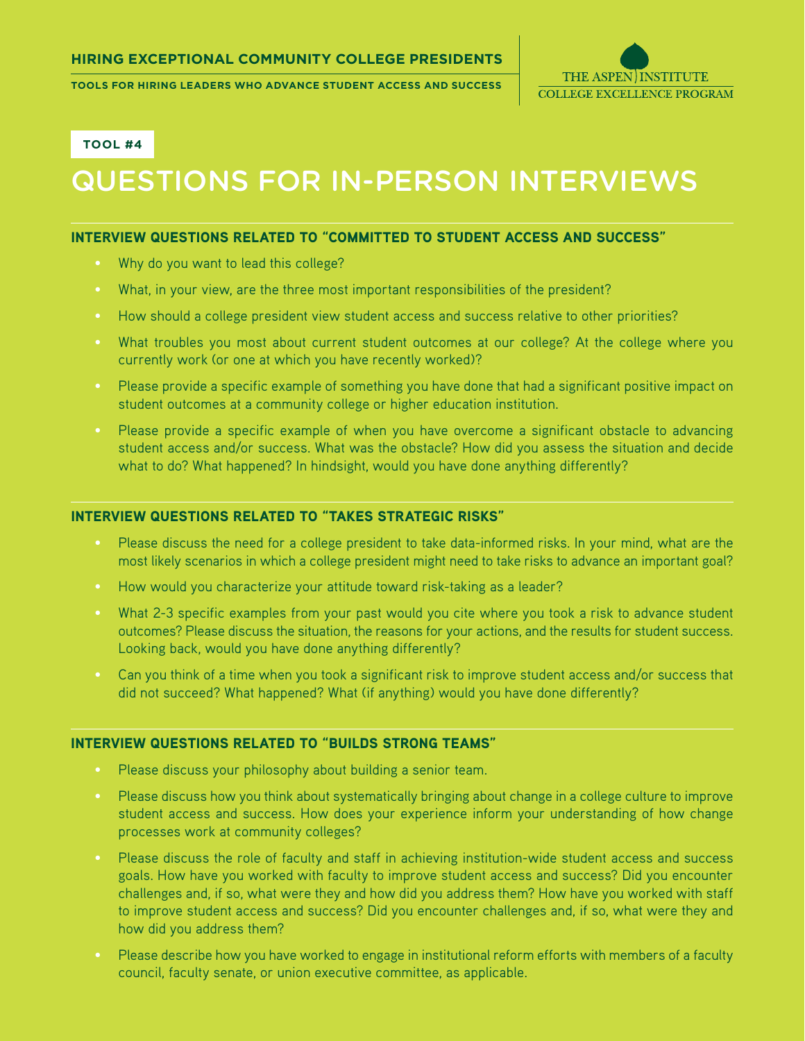# QUESTIONS FOR IN-PERSON INTERVIEWS

**TOOL #4**

## INTERVIEW QUESTIONS RELATED TO "COMMITTED TO STUDENT ACCESS AND SUCCESS"

- Why do you want to lead this college?
- What, in your view, are the three most important responsibilities of the president?
- How should a college president view student access and success relative to other priorities?
- What troubles you most about current student outcomes at our college? At the college where you currently work (or one at which you have recently worked)?
- Please provide a specific example of something you have done that had a significant positive impact on student outcomes at a community college or higher education institution.
- Please provide a specific example of when you have overcome a significant obstacle to advancing student access and/or success. What was the obstacle? How did you assess the situation and decide what to do? What happened? In hindsight, would you have done anything differently?

## INTERVIEW QUESTIONS RELATED TO "TAKES STRATEGIC RISKS"

- Please discuss the need for a college president to take data-informed risks. In your mind, what are the most likely scenarios in which a college president might need to take risks to advance an important goal?
- How would you characterize your attitude toward risk-taking as a leader?
- What 2-3 specific examples from your past would you cite where you took a risk to advance student outcomes? Please discuss the situation, the reasons for your actions, and the results for student success. Looking back, would you have done anything differently?
- Can you think of a time when you took a significant risk to improve student access and/or success that did not succeed? What happened? What (if anything) would you have done differently?

## INTERVIEW QUESTIONS RELATED TO "BUILDS STRONG TEAMS"

- Please discuss your philosophy about building a senior team.
- Please discuss how you think about systematically bringing about change in a college culture to improve student access and success. How does your experience inform your understanding of how change processes work at community colleges?
- Please discuss the role of faculty and staff in achieving institution-wide student access and success goals. How have you worked with faculty to improve student access and success? Did you encounter challenges and, if so, what were they and how did you address them? How have you worked with staff to improve student access and success? Did you encounter challenges and, if so, what were they and how did you address them?
- Please describe how you have worked to engage in institutional reform efforts with members of a faculty council, faculty senate, or union executive committee, as applicable.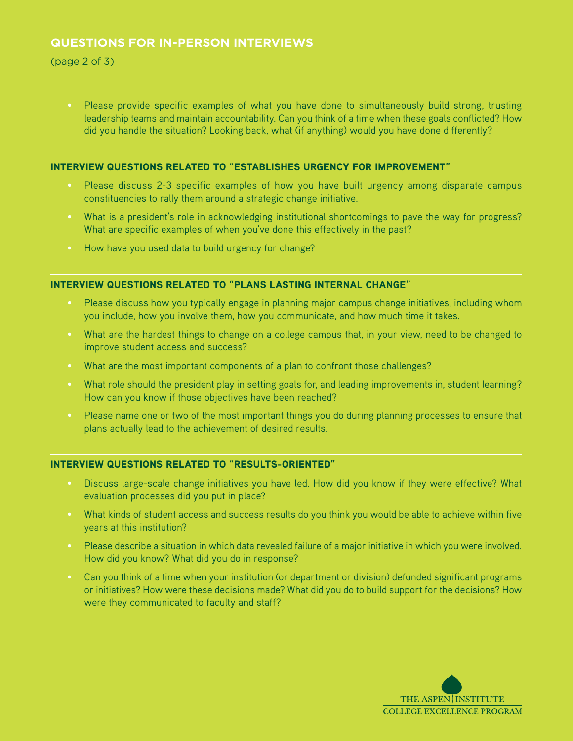## QUESTIONS FOR IN-PERSON INTERVIEWS

(page 2 of 3)

- Please provide specific examples of what you have done to simultaneously build strong, trusting leadership teams and maintain accountability. Can you think of a time when these goals conflicted? How did you handle the situation? Looking back, what (if anything) would you have done differently?

### INTERVIEW QUESTIONS RELATED TO "ESTABLISHES URGENCY FOR IMPROVEMENT"

- Please discuss 2-3 specific examples of how you have built urgency among disparate campus constituencies to rally them around a strategic change initiative.
- What is a president's role in acknowledging institutional shortcomings to pave the way for progress? What are specific examples of when you've done this effectively in the past?
- How have you used data to build urgency for change?

### INTERVIEW QUESTIONS RELATED TO "PLANS LASTING INTERNAL CHANGE"

- Please discuss how you typically engage in planning major campus change initiatives, including whom you include, how you involve them, how you communicate, and how much time it takes.
- What are the hardest things to change on a college campus that, in your view, need to be changed to improve student access and success?
- What are the most important components of a plan to confront those challenges?
- What role should the president play in setting goals for, and leading improvements in, student learning? How can you know if those objectives have been reached?
- Please name one or two of the most important things you do during planning processes to ensure that plans actually lead to the achievement of desired results.

### INTERVIEW QUESTIONS RELATED TO "RESULTS-ORIENTED"

- Discuss large-scale change initiatives you have led. How did you know if they were effective? What evaluation processes did you put in place?
- What kinds of student access and success results do you think you would be able to achieve within five years at this institution?
- Please describe a situation in which data revealed failure of a major initiative in which you were involved. How did you know? What did you do in response?
- Can you think of a time when your institution (or department or division) defunded significant programs or initiatives? How were these decisions made? What did you do to build support for the decisions? How were they communicated to faculty and staff?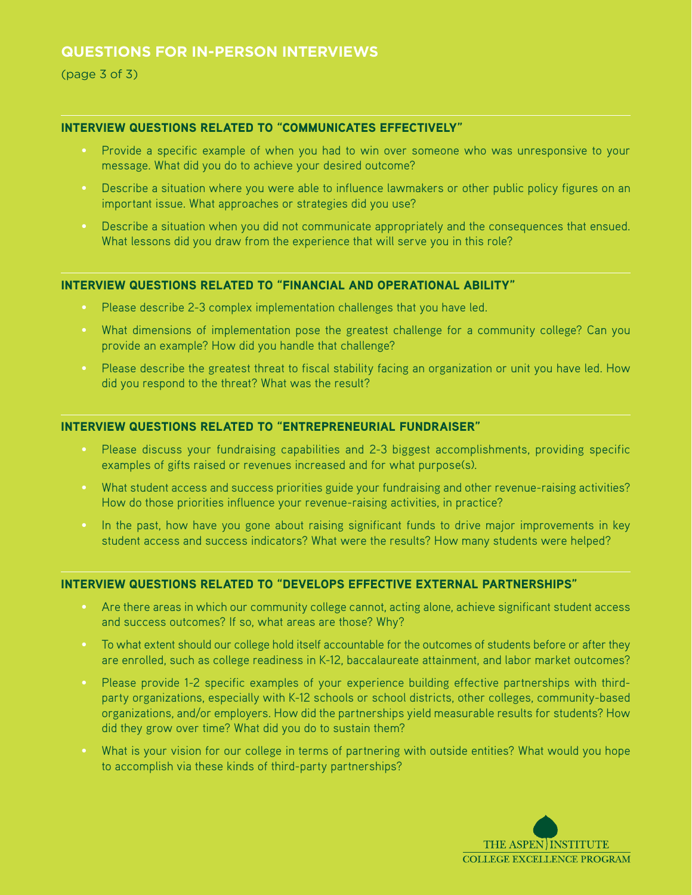# QUESTIONS FOR IN-PERSON INTERVIEWS

(page 3 of 3)

## INTERVIEW QUESTIONS RELATED TO "COMMUNICATES EFFECTIVELY"

- Provide a specific example of when you had to win over someone who was unresponsive to your message. What did you do to achieve your desired outcome?
- Describe a situation where you were able to influence lawmakers or other public policy figures on an important issue. What approaches or strategies did you use?
- Describe a situation when you did not communicate appropriately and the consequences that ensued. What lessons did you draw from the experience that will serve you in this role?

## INTERVIEW QUESTIONS RELATED TO "FINANCIAL AND OPERATIONAL ABILITY"

- Please describe 2-3 complex implementation challenges that you have led.
- What dimensions of implementation pose the greatest challenge for a community college? Can you provide an example? How did you handle that challenge?
- Please describe the greatest threat to fiscal stability facing an organization or unit you have led. How did you respond to the threat? What was the result?

## INTERVIEW QUESTIONS RELATED TO "ENTREPRENEURIAL FUNDRAISER"

- Please discuss your fundraising capabilities and 2-3 biggest accomplishments, providing specific examples of gifts raised or revenues increased and for what purpose(s).
- What student access and success priorities guide your fundraising and other revenue-raising activities? How do those priorities influence your revenue-raising activities, in practice?
- In the past, how have you gone about raising significant funds to drive major improvements in key student access and success indicators? What were the results? How many students were helped?

## INTERVIEW QUESTIONS RELATED TO "DEVELOPS EFFECTIVE EXTERNAL PARTNERSHIPS"

- Are there areas in which our community college cannot, acting alone, achieve significant student access and success outcomes? If so, what areas are those? Why?
- To what extent should our college hold itself accountable for the outcomes of students before or after they are enrolled, such as college readiness in K-12, baccalaureate attainment, and labor market outcomes?
- Please provide 1-2 specific examples of your experience building effective partnerships with third-party organizations, especially with K-12 schools or school districts, other colleges, community-based organizations, and/or employers. How did the partnerships yield measurable results for students? How did they grow over time? What did you do to sustain them?
- What is your vision for our college in terms of partnering with outside entities? What would you hope to accomplish via these kinds of third-party partnerships?

THE ASPEN INSTITUTE
COLLEGE EXCELLENCE PROGRAM